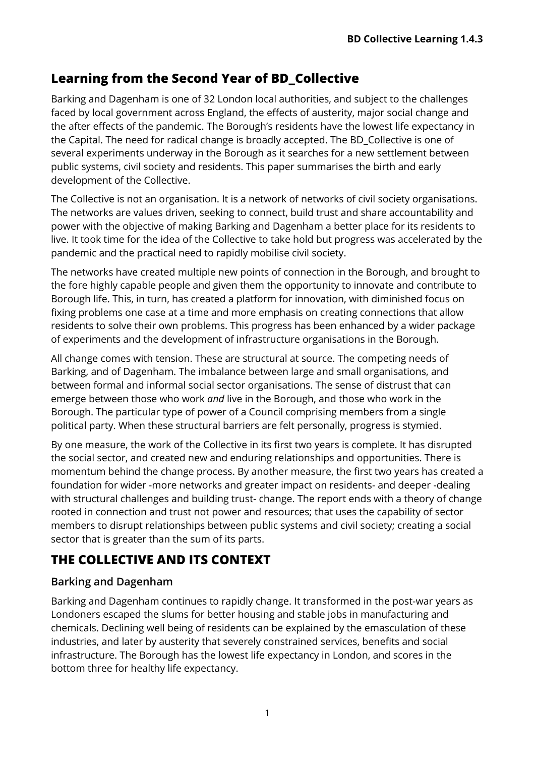## Learning from the Second Year of BD_Collective

Barking and Dagenham is one of 32 London local authorities, and subject to the challenges faced by local government across England, the effects of austerity, major social change and the after effects of the pandemic. The Borough's residents have the lowest life expectancy in the Capital. The need for radical change is broadly accepted. The BD_Collective is one of several experiments underway in the Borough as it searches for a new settlement between public systems, civil society and residents. This paper summarises the birth and early development of the Collective.

The Collective is not an organisation. It is a network of networks of civil society organisations. The networks are values driven, seeking to connect, build trust and share accountability and power with the objective of making Barking and Dagenham a better place for its residents to live. It took time for the idea of the Collective to take hold but progress was accelerated by the pandemic and the practical need to rapidly mobilise civil society.

The networks have created multiple new points of connection in the Borough, and brought to the fore highly capable people and given them the opportunity to innovate and contribute to Borough life. This, in turn, has created a platform for innovation, with diminished focus on fixing problems one case at a time and more emphasis on creating connections that allow residents to solve their own problems. This progress has been enhanced by a wider package of experiments and the development of infrastructure organisations in the Borough.

All change comes with tension. These are structural at source. The competing needs of Barking, and of Dagenham. The imbalance between large and small organisations, and between formal and informal social sector organisations. The sense of distrust that can emerge between those who work *and* live in the Borough, and those who work in the Borough. The particular type of power of a Council comprising members from a single political party. When these structural barriers are felt personally, progress is stymied.

By one measure, the work of the Collective in its first two years is complete. It has disrupted the social sector, and created new and enduring relationships and opportunities. There is momentum behind the change process. By another measure, the first two years has created a foundation for wider -more networks and greater impact on residents- and deeper -dealing with structural challenges and building trust- change. The report ends with a theory of change rooted in connection and trust not power and resources; that uses the capability of sector members to disrupt relationships between public systems and civil society; creating a social sector that is greater than the sum of its parts.

## THE COLLECTIVE AND ITS CONTEXT

### Barking and Dagenham

Barking and Dagenham continues to rapidly change. It transformed in the post-war years as Londoners escaped the slums for better housing and stable jobs in manufacturing and chemicals. Declining well being of residents can be explained by the emasculation of these industries, and later by austerity that severely constrained services, benefits and social infrastructure. The Borough has the lowest life expectancy in London, and scores in the bottom three for healthy life expectancy.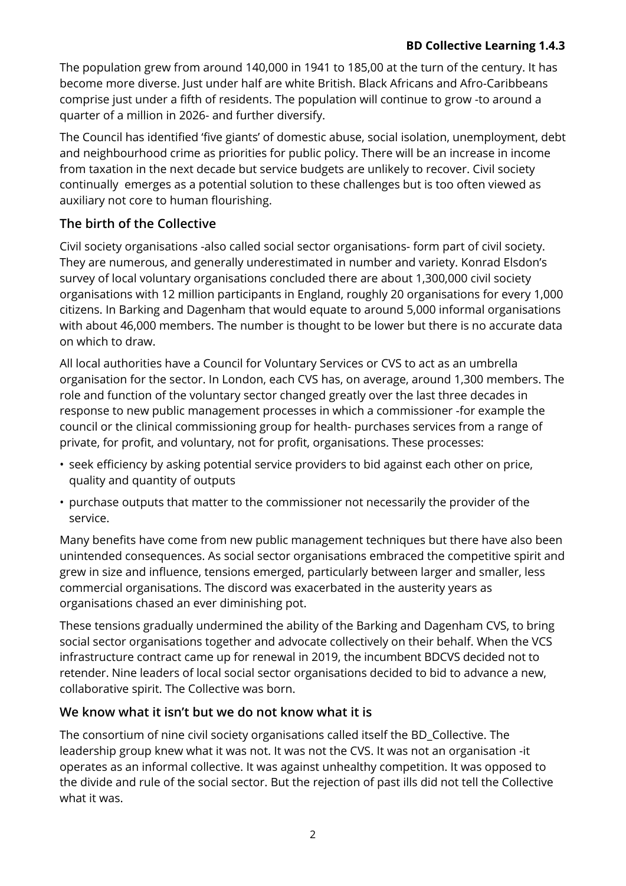The population grew from around 140,000 in 1941 to 185,00 at the turn of the century. It has become more diverse. Just under half are white British. Black Africans and Afro-Caribbeans comprise just under a fifth of residents. The population will continue to grow -to around a quarter of a million in 2026- and further diversify.

The Council has identified 'five giants' of domestic abuse, social isolation, unemployment, debt and neighbourhood crime as priorities for public policy. There will be an increase in income from taxation in the next decade but service budgets are unlikely to recover. Civil society continually emerges as a potential solution to these challenges but is too often viewed as auxiliary not core to human flourishing.

## The birth of the Collective

Civil society organisations -also called social sector organisations- form part of civil society. They are numerous, and generally underestimated in number and variety. Konrad Elsdon's survey of local voluntary organisations concluded there are about 1,300,000 civil society organisations with 12 million participants in England, roughly 20 organisations for every 1,000 citizens. In Barking and Dagenham that would equate to around 5,000 informal organisations with about 46,000 members. The number is thought to be lower but there is no accurate data on which to draw.

All local authorities have a Council for Voluntary Services or CVS to act as an umbrella organisation for the sector. In London, each CVS has, on average, around 1,300 members. The role and function of the voluntary sector changed greatly over the last three decades in response to new public management processes in which a commissioner -for example the council or the clinical commissioning group for health- purchases services from a range of private, for profit, and voluntary, not for profit, organisations. These processes:

- seek efficiency by asking potential service providers to bid against each other on price, quality and quantity of outputs
- purchase outputs that matter to the commissioner not necessarily the provider of the service.

Many benefits have come from new public management techniques but there have also been unintended consequences. As social sector organisations embraced the competitive spirit and grew in size and influence, tensions emerged, particularly between larger and smaller, less commercial organisations. The discord was exacerbated in the austerity years as organisations chased an ever diminishing pot.

These tensions gradually undermined the ability of the Barking and Dagenham CVS, to bring social sector organisations together and advocate collectively on their behalf. When the VCS infrastructure contract came up for renewal in 2019, the incumbent BDCVS decided not to retender. Nine leaders of local social sector organisations decided to bid to advance a new, collaborative spirit. The Collective was born.

## We know what it isn't but we do not know what it is

The consortium of nine civil society organisations called itself the BD_Collective. The leadership group knew what it was not. It was not the CVS. It was not an organisation -it operates as an informal collective. It was against unhealthy competition. It was opposed to the divide and rule of the social sector. But the rejection of past ills did not tell the Collective what it was.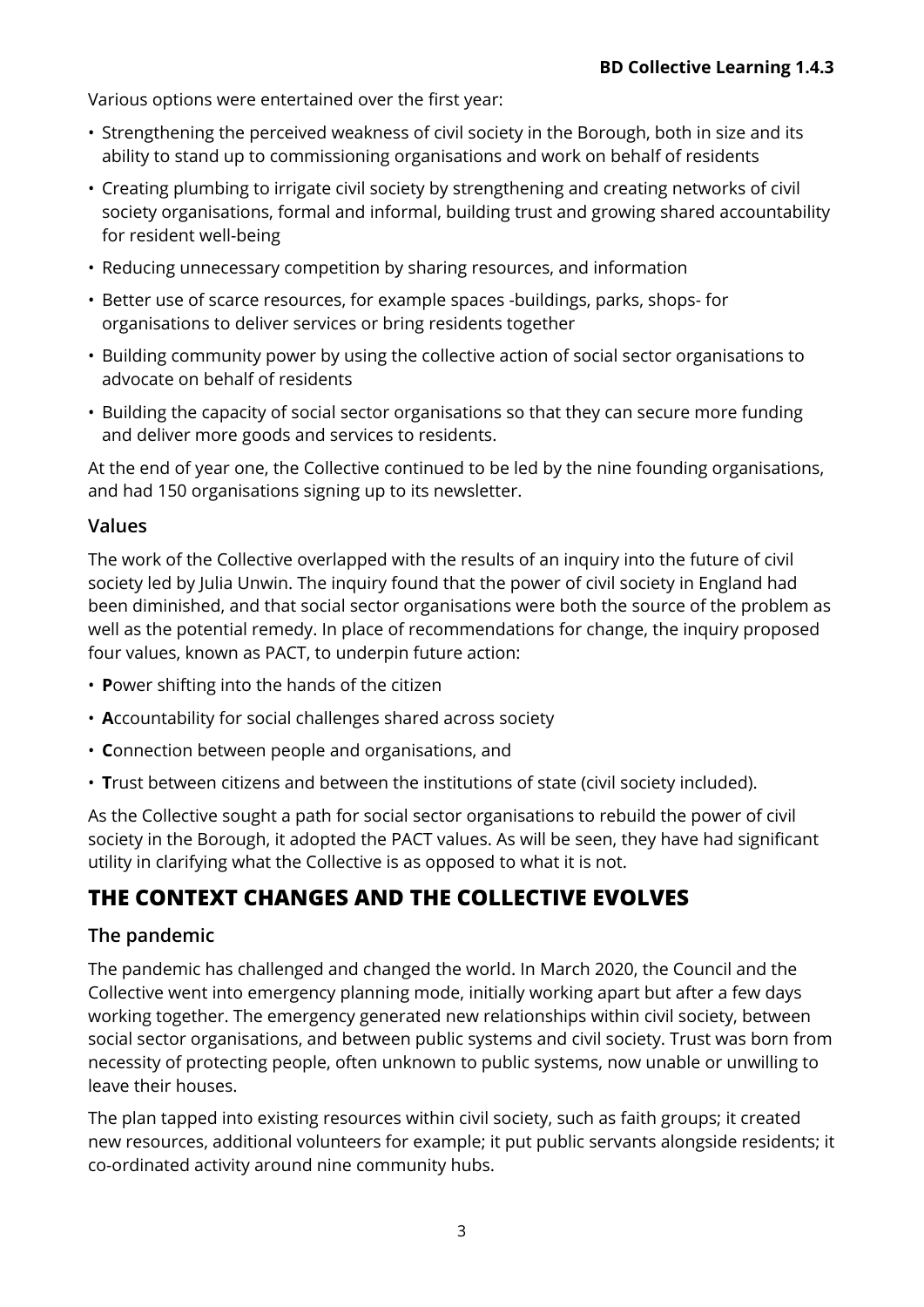Various options were entertained over the first year:

- Strengthening the perceived weakness of civil society in the Borough, both in size and its ability to stand up to commissioning organisations and work on behalf of residents
- Creating plumbing to irrigate civil society by strengthening and creating networks of civil society organisations, formal and informal, building trust and growing shared accountability for resident well-being
- Reducing unnecessary competition by sharing resources, and information
- Better use of scarce resources, for example spaces -buildings, parks, shops- for organisations to deliver services or bring residents together
- Building community power by using the collective action of social sector organisations to advocate on behalf of residents
- Building the capacity of social sector organisations so that they can secure more funding and deliver more goods and services to residents.

At the end of year one, the Collective continued to be led by the nine founding organisations, and had 150 organisations signing up to its newsletter.

### Values

The work of the Collective overlapped with the results of an inquiry into the future of civil society led by Julia Unwin. The inquiry found that the power of civil society in England had been diminished, and that social sector organisations were both the source of the problem as well as the potential remedy. In place of recommendations for change, the inquiry proposed four values, known as PACT, to underpin future action:

- **P**ower shifting into the hands of the citizen
- **A**ccountability for social challenges shared across society
- **C**onnection between people and organisations, and
- **T**rust between citizens and between the institutions of state (civil society included).

As the Collective sought a path for social sector organisations to rebuild the power of civil society in the Borough, it adopted the PACT values. As will be seen, they have had significant utility in clarifying what the Collective is as opposed to what it is not.

## THE CONTEXT CHANGES AND THE COLLECTIVE EVOLVES

### The pandemic

The pandemic has challenged and changed the world. In March 2020, the Council and the Collective went into emergency planning mode, initially working apart but after a few days working together. The emergency generated new relationships within civil society, between social sector organisations, and between public systems and civil society. Trust was born from necessity of protecting people, often unknown to public systems, now unable or unwilling to leave their houses.

The plan tapped into existing resources within civil society, such as faith groups; it created new resources, additional volunteers for example; it put public servants alongside residents; it co-ordinated activity around nine community hubs.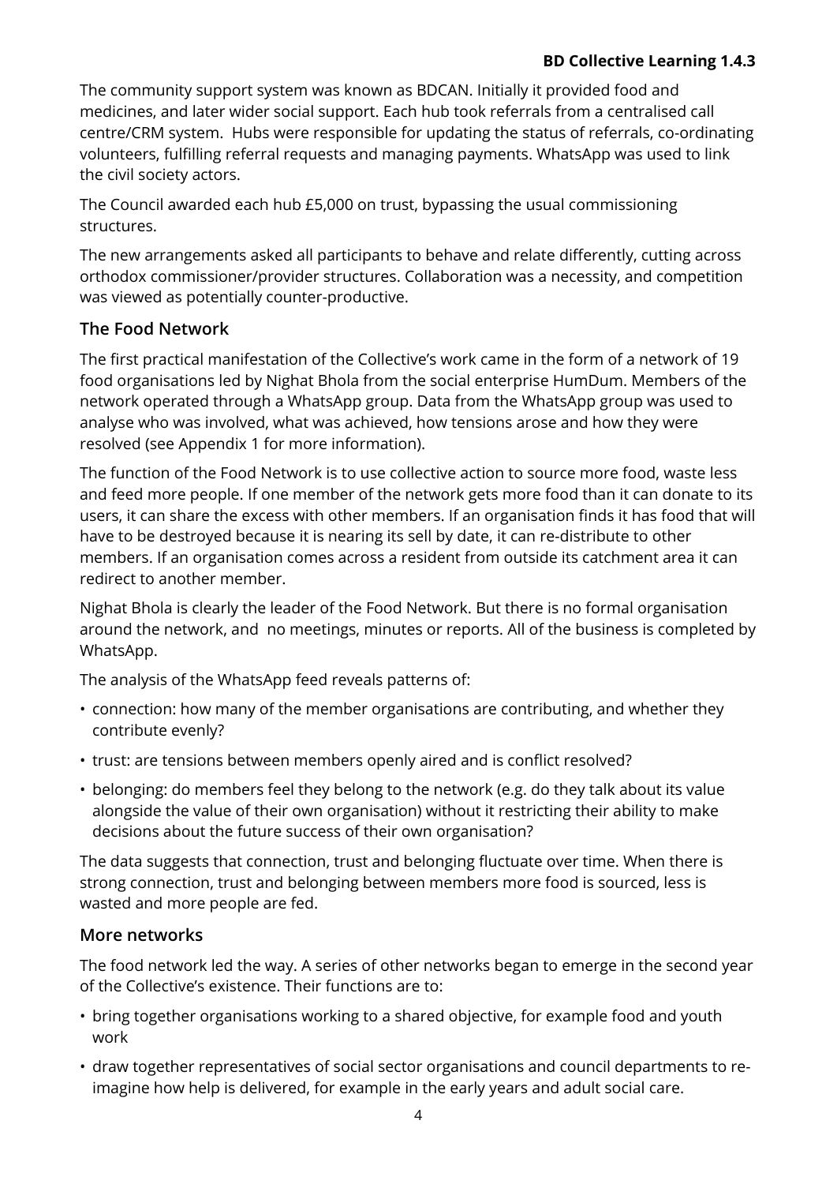The community support system was known as BDCAN. Initially it provided food and medicines, and later wider social support. Each hub took referrals from a centralised call centre/CRM system. Hubs were responsible for updating the status of referrals, co-ordinating volunteers, fulfilling referral requests and managing payments. WhatsApp was used to link the civil society actors.

The Council awarded each hub £5,000 on trust, bypassing the usual commissioning structures.

The new arrangements asked all participants to behave and relate differently, cutting across orthodox commissioner/provider structures. Collaboration was a necessity, and competition was viewed as potentially counter-productive.

### The Food Network

The first practical manifestation of the Collective's work came in the form of a network of 19 food organisations led by Nighat Bhola from the social enterprise HumDum. Members of the network operated through a WhatsApp group. Data from the WhatsApp group was used to analyse who was involved, what was achieved, how tensions arose and how they were resolved (see Appendix 1 for more information).

The function of the Food Network is to use collective action to source more food, waste less and feed more people. If one member of the network gets more food than it can donate to its users, it can share the excess with other members. If an organisation finds it has food that will have to be destroyed because it is nearing its sell by date, it can re-distribute to other members. If an organisation comes across a resident from outside its catchment area it can redirect to another member.

Nighat Bhola is clearly the leader of the Food Network. But there is no formal organisation around the network, and no meetings, minutes or reports. All of the business is completed by WhatsApp.

The analysis of the WhatsApp feed reveals patterns of:

- connection: how many of the member organisations are contributing, and whether they contribute evenly?
- trust: are tensions between members openly aired and is conflict resolved?
- belonging: do members feel they belong to the network (e.g. do they talk about its value alongside the value of their own organisation) without it restricting their ability to make decisions about the future success of their own organisation?

The data suggests that connection, trust and belonging fluctuate over time. When there is strong connection, trust and belonging between members more food is sourced, less is wasted and more people are fed.

### More networks

The food network led the way. A series of other networks began to emerge in the second year of the Collective's existence. Their functions are to:

- bring together organisations working to a shared objective, for example food and youth work
- draw together representatives of social sector organisations and council departments to re-imagine how help is delivered, for example in the early years and adult social care.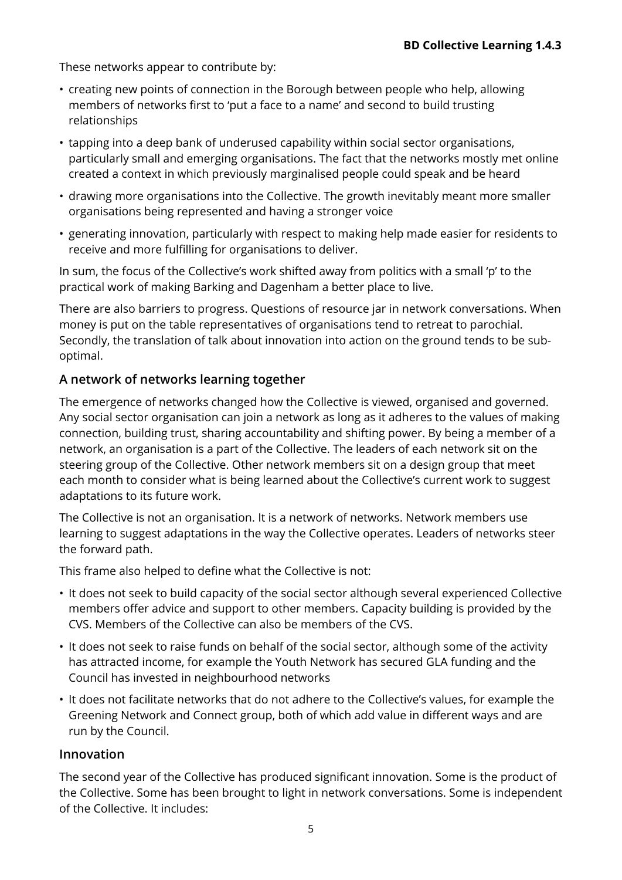These networks appear to contribute by:

- creating new points of connection in the Borough between people who help, allowing members of networks first to 'put a face to a name' and second to build trusting relationships
- tapping into a deep bank of underused capability within social sector organisations, particularly small and emerging organisations. The fact that the networks mostly met online created a context in which previously marginalised people could speak and be heard
- drawing more organisations into the Collective. The growth inevitably meant more smaller organisations being represented and having a stronger voice
- generating innovation, particularly with respect to making help made easier for residents to receive and more fulfilling for organisations to deliver.

In sum, the focus of the Collective's work shifted away from politics with a small 'p' to the practical work of making Barking and Dagenham a better place to live.

There are also barriers to progress. Questions of resource jar in network conversations. When money is put on the table representatives of organisations tend to retreat to parochial. Secondly, the translation of talk about innovation into action on the ground tends to be sub-optimal.

### A network of networks learning together

The emergence of networks changed how the Collective is viewed, organised and governed. Any social sector organisation can join a network as long as it adheres to the values of making connection, building trust, sharing accountability and shifting power. By being a member of a network, an organisation is a part of the Collective. The leaders of each network sit on the steering group of the Collective. Other network members sit on a design group that meet each month to consider what is being learned about the Collective's current work to suggest adaptations to its future work.

The Collective is not an organisation. It is a network of networks. Network members use learning to suggest adaptations in the way the Collective operates. Leaders of networks steer the forward path.

This frame also helped to define what the Collective is not:

- It does not seek to build capacity of the social sector although several experienced Collective members offer advice and support to other members. Capacity building is provided by the CVS. Members of the Collective can also be members of the CVS.
- It does not seek to raise funds on behalf of the social sector, although some of the activity has attracted income, for example the Youth Network has secured GLA funding and the Council has invested in neighbourhood networks
- It does not facilitate networks that do not adhere to the Collective's values, for example the Greening Network and Connect group, both of which add value in different ways and are run by the Council.

### Innovation

The second year of the Collective has produced significant innovation. Some is the product of the Collective. Some has been brought to light in network conversations. Some is independent of the Collective. It includes: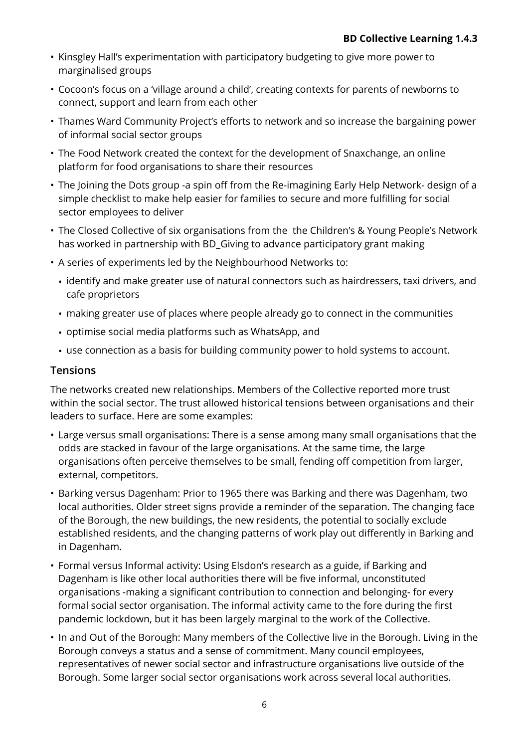- Kinsgley Hall's experimentation with participatory budgeting to give more power to marginalised groups
- Cocoon's focus on a 'village around a child', creating contexts for parents of newborns to connect, support and learn from each other
- Thames Ward Community Project's efforts to network and so increase the bargaining power of informal social sector groups
- The Food Network created the context for the development of Snaxchange, an online platform for food organisations to share their resources
- The Joining the Dots group -a spin off from the Re-imagining Early Help Network- design of a simple checklist to make help easier for families to secure and more fulfilling for social sector employees to deliver
- The Closed Collective of six organisations from the the Children's & Young People's Network has worked in partnership with BD_Giving to advance participatory grant making
- A series of experiments led by the Neighbourhood Networks to:
  - identify and make greater use of natural connectors such as hairdressers, taxi drivers, and cafe proprietors
  - making greater use of places where people already go to connect in the communities
  - optimise social media platforms such as WhatsApp, and
  - use connection as a basis for building community power to hold systems to account.

## Tensions

The networks created new relationships. Members of the Collective reported more trust within the social sector. The trust allowed historical tensions between organisations and their leaders to surface. Here are some examples:

- Large versus small organisations: There is a sense among many small organisations that the odds are stacked in favour of the large organisations. At the same time, the large organisations often perceive themselves to be small, fending off competition from larger, external, competitors.
- Barking versus Dagenham: Prior to 1965 there was Barking and there was Dagenham, two local authorities. Older street signs provide a reminder of the separation. The changing face of the Borough, the new buildings, the new residents, the potential to socially exclude established residents, and the changing patterns of work play out differently in Barking and in Dagenham.
- Formal versus Informal activity: Using Elsdon's research as a guide, if Barking and Dagenham is like other local authorities there will be five informal, unconstituted organisations -making a significant contribution to connection and belonging- for every formal social sector organisation. The informal activity came to the fore during the first pandemic lockdown, but it has been largely marginal to the work of the Collective.
- In and Out of the Borough: Many members of the Collective live in the Borough. Living in the Borough conveys a status and a sense of commitment. Many council employees, representatives of newer social sector and infrastructure organisations live outside of the Borough. Some larger social sector organisations work across several local authorities.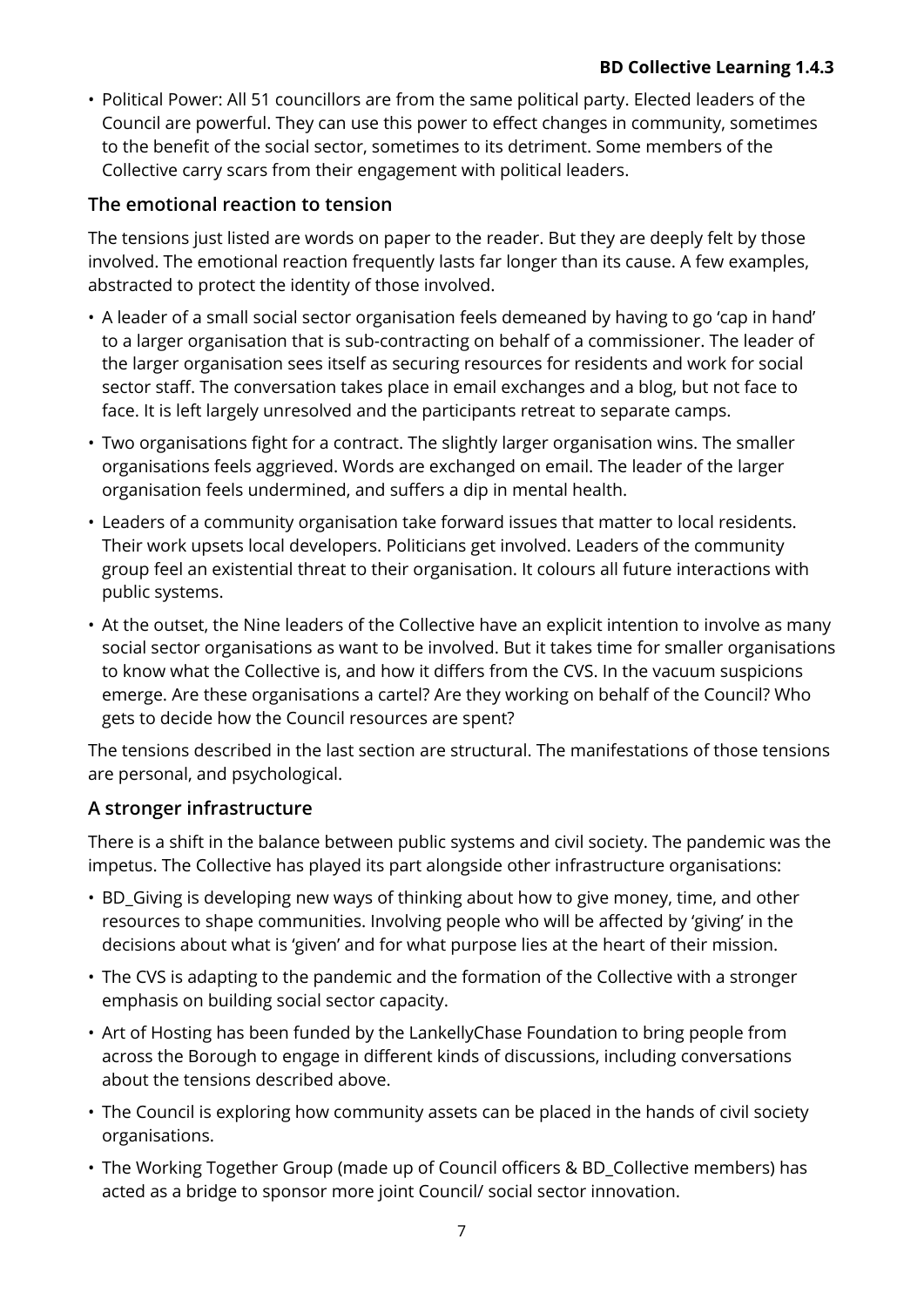- Political Power: All 51 councillors are from the same political party. Elected leaders of the Council are powerful. They can use this power to effect changes in community, sometimes to the benefit of the social sector, sometimes to its detriment. Some members of the Collective carry scars from their engagement with political leaders.

### The emotional reaction to tension

The tensions just listed are words on paper to the reader. But they are deeply felt by those involved. The emotional reaction frequently lasts far longer than its cause. A few examples, abstracted to protect the identity of those involved.

- A leader of a small social sector organisation feels demeaned by having to go 'cap in hand' to a larger organisation that is sub-contracting on behalf of a commissioner. The leader of the larger organisation sees itself as securing resources for residents and work for social sector staff. The conversation takes place in email exchanges and a blog, but not face to face. It is left largely unresolved and the participants retreat to separate camps.
- Two organisations fight for a contract. The slightly larger organisation wins. The smaller organisations feels aggrieved. Words are exchanged on email. The leader of the larger organisation feels undermined, and suffers a dip in mental health.
- Leaders of a community organisation take forward issues that matter to local residents. Their work upsets local developers. Politicians get involved. Leaders of the community group feel an existential threat to their organisation. It colours all future interactions with public systems.
- At the outset, the Nine leaders of the Collective have an explicit intention to involve as many social sector organisations as want to be involved. But it takes time for smaller organisations to know what the Collective is, and how it differs from the CVS. In the vacuum suspicions emerge. Are these organisations a cartel? Are they working on behalf of the Council? Who gets to decide how the Council resources are spent?

The tensions described in the last section are structural. The manifestations of those tensions are personal, and psychological.

### A stronger infrastructure

There is a shift in the balance between public systems and civil society. The pandemic was the impetus. The Collective has played its part alongside other infrastructure organisations:

- BD_Giving is developing new ways of thinking about how to give money, time, and other resources to shape communities. Involving people who will be affected by 'giving' in the decisions about what is 'given' and for what purpose lies at the heart of their mission.
- The CVS is adapting to the pandemic and the formation of the Collective with a stronger emphasis on building social sector capacity.
- Art of Hosting has been funded by the LankellyChase Foundation to bring people from across the Borough to engage in different kinds of discussions, including conversations about the tensions described above.
- The Council is exploring how community assets can be placed in the hands of civil society organisations.
- The Working Together Group (made up of Council officers & BD_Collective members) has acted as a bridge to sponsor more joint Council/ social sector innovation.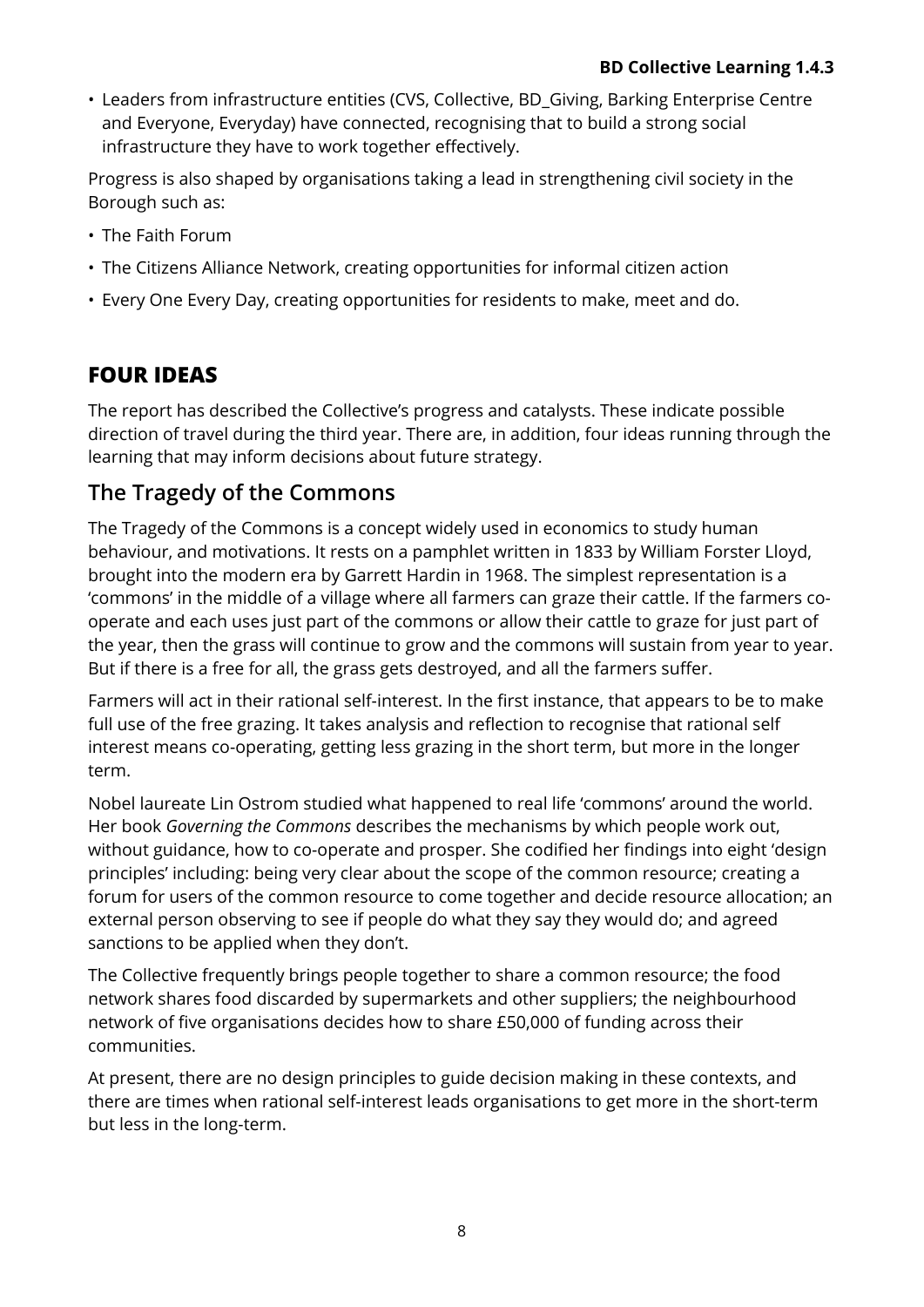- Leaders from infrastructure entities (CVS, Collective, BD_Giving, Barking Enterprise Centre and Everyone, Everyday) have connected, recognising that to build a strong social infrastructure they have to work together effectively.

Progress is also shaped by organisations taking a lead in strengthening civil society in the Borough such as:

- The Faith Forum
- The Citizens Alliance Network, creating opportunities for informal citizen action
- Every One Every Day, creating opportunities for residents to make, meet and do.

## FOUR IDEAS

The report has described the Collective's progress and catalysts. These indicate possible direction of travel during the third year. There are, in addition, four ideas running through the learning that may inform decisions about future strategy.

### The Tragedy of the Commons

The Tragedy of the Commons is a concept widely used in economics to study human behaviour, and motivations. It rests on a pamphlet written in 1833 by William Forster Lloyd, brought into the modern era by Garrett Hardin in 1968. The simplest representation is a 'commons' in the middle of a village where all farmers can graze their cattle. If the farmers co-operate and each uses just part of the commons or allow their cattle to graze for just part of the year, then the grass will continue to grow and the commons will sustain from year to year. But if there is a free for all, the grass gets destroyed, and all the farmers suffer.

Farmers will act in their rational self-interest. In the first instance, that appears to be to make full use of the free grazing. It takes analysis and reflection to recognise that rational self interest means co-operating, getting less grazing in the short term, but more in the longer term.

Nobel laureate Lin Ostrom studied what happened to real life 'commons' around the world. Her book *Governing the Commons* describes the mechanisms by which people work out, without guidance, how to co-operate and prosper. She codified her findings into eight 'design principles' including: being very clear about the scope of the common resource; creating a forum for users of the common resource to come together and decide resource allocation; an external person observing to see if people do what they say they would do; and agreed sanctions to be applied when they don't.

The Collective frequently brings people together to share a common resource; the food network shares food discarded by supermarkets and other suppliers; the neighbourhood network of five organisations decides how to share £50,000 of funding across their communities.

At present, there are no design principles to guide decision making in these contexts, and there are times when rational self-interest leads organisations to get more in the short-term but less in the long-term.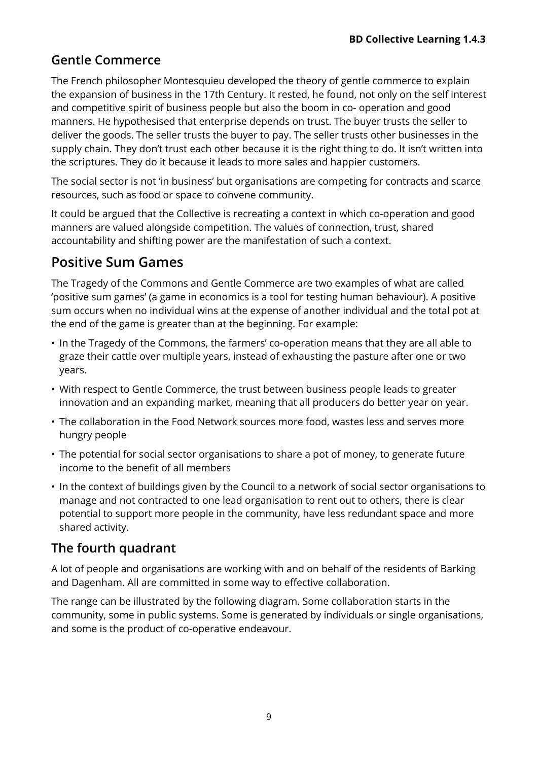## Gentle Commerce

The French philosopher Montesquieu developed the theory of gentle commerce to explain the expansion of business in the 17th Century. It rested, he found, not only on the self interest and competitive spirit of business people but also the boom in co- operation and good manners. He hypothesised that enterprise depends on trust. The buyer trusts the seller to deliver the goods. The seller trusts the buyer to pay. The seller trusts other businesses in the supply chain. They don't trust each other because it is the right thing to do. It isn't written into the scriptures. They do it because it leads to more sales and happier customers.

The social sector is not 'in business' but organisations are competing for contracts and scarce resources, such as food or space to convene community.

It could be argued that the Collective is recreating a context in which co-operation and good manners are valued alongside competition. The values of connection, trust, shared accountability and shifting power are the manifestation of such a context.

# Positive Sum Games

The Tragedy of the Commons and Gentle Commerce are two examples of what are called 'positive sum games' (a game in economics is a tool for testing human behaviour). A positive sum occurs when no individual wins at the expense of another individual and the total pot at the end of the game is greater than at the beginning. For example:

- In the Tragedy of the Commons, the farmers' co-operation means that they are all able to graze their cattle over multiple years, instead of exhausting the pasture after one or two years.
- With respect to Gentle Commerce, the trust between business people leads to greater innovation and an expanding market, meaning that all producers do better year on year.
- The collaboration in the Food Network sources more food, wastes less and serves more hungry people
- The potential for social sector organisations to share a pot of money, to generate future income to the benefit of all members
- In the context of buildings given by the Council to a network of social sector organisations to manage and not contracted to one lead organisation to rent out to others, there is clear potential to support more people in the community, have less redundant space and more shared activity.

## The fourth quadrant

A lot of people and organisations are working with and on behalf of the residents of Barking and Dagenham. All are committed in some way to effective collaboration.

The range can be illustrated by the following diagram. Some collaboration starts in the community, some in public systems. Some is generated by individuals or single organisations, and some is the product of co-operative endeavour.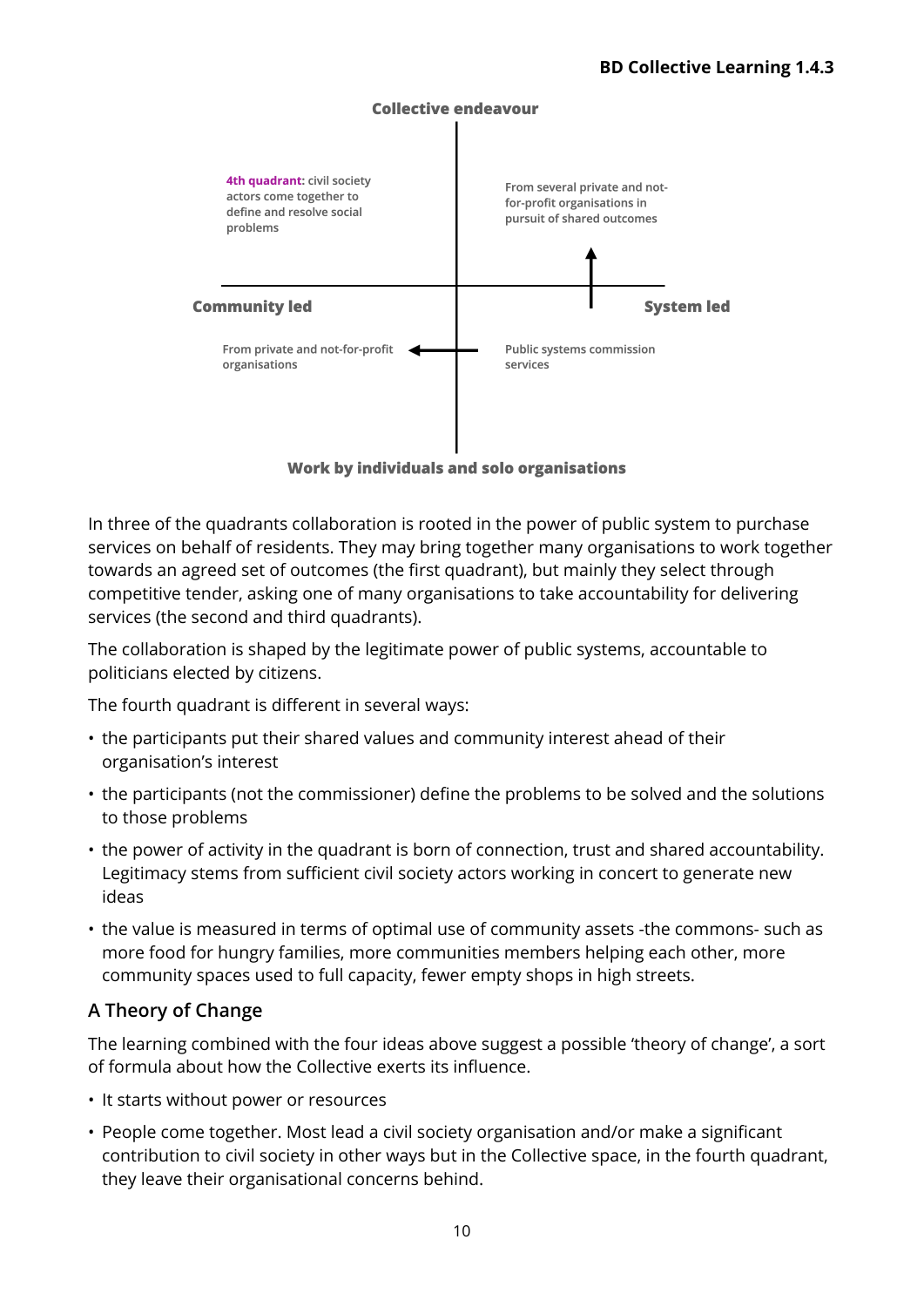Collective endeavour

**4th quadrant:** civil society actors come together to define and resolve social problems

From several private and not-for-profit organisations in pursuit of shared outcomes

**Community led**

**System led**

From private and not-for-profit organisations

Public systems commission services

Work by individuals and solo organisations

In three of the quadrants collaboration is rooted in the power of public system to purchase services on behalf of residents. They may bring together many organisations to work together towards an agreed set of outcomes (the first quadrant), but mainly they select through competitive tender, asking one of many organisations to take accountability for delivering services (the second and third quadrants).

The collaboration is shaped by the legitimate power of public systems, accountable to politicians elected by citizens.

The fourth quadrant is different in several ways:

- the participants put their shared values and community interest ahead of their organisation's interest
- the participants (not the commissioner) define the problems to be solved and the solutions to those problems
- the power of activity in the quadrant is born of connection, trust and shared accountability. Legitimacy stems from sufficient civil society actors working in concert to generate new ideas
- the value is measured in terms of optimal use of community assets -the commons- such as more food for hungry families, more communities members helping each other, more community spaces used to full capacity, fewer empty shops in high streets.

## A Theory of Change

The learning combined with the four ideas above suggest a possible 'theory of change', a sort of formula about how the Collective exerts its influence.

- It starts without power or resources
- People come together. Most lead a civil society organisation and/or make a significant contribution to civil society in other ways but in the Collective space, in the fourth quadrant, they leave their organisational concerns behind.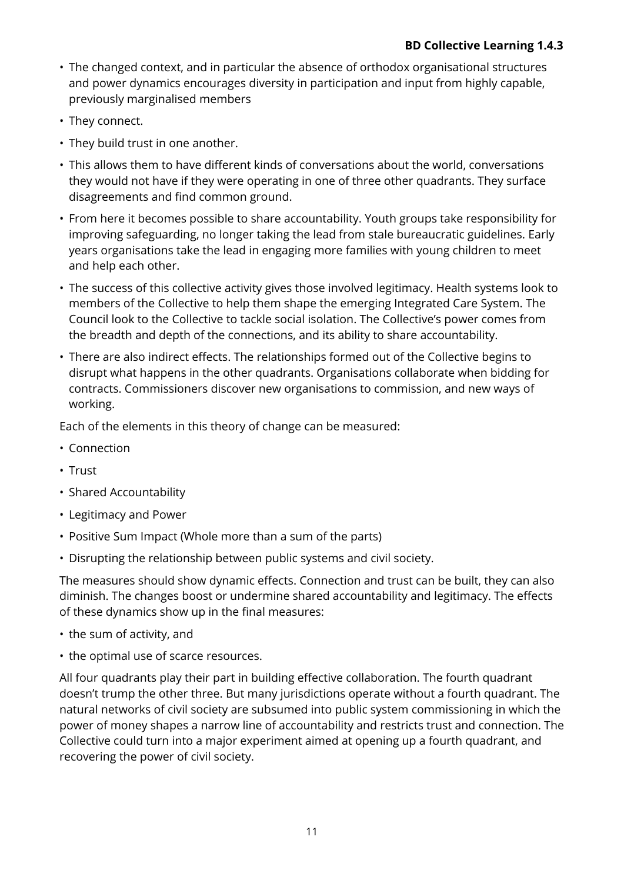- The changed context, and in particular the absence of orthodox organisational structures and power dynamics encourages diversity in participation and input from highly capable, previously marginalised members
- They connect.
- They build trust in one another.
- This allows them to have different kinds of conversations about the world, conversations they would not have if they were operating in one of three other quadrants. They surface disagreements and find common ground.
- From here it becomes possible to share accountability. Youth groups take responsibility for improving safeguarding, no longer taking the lead from stale bureaucratic guidelines. Early years organisations take the lead in engaging more families with young children to meet and help each other.
- The success of this collective activity gives those involved legitimacy. Health systems look to members of the Collective to help them shape the emerging Integrated Care System. The Council look to the Collective to tackle social isolation. The Collective's power comes from the breadth and depth of the connections, and its ability to share accountability.
- There are also indirect effects. The relationships formed out of the Collective begins to disrupt what happens in the other quadrants. Organisations collaborate when bidding for contracts. Commissioners discover new organisations to commission, and new ways of working.

Each of the elements in this theory of change can be measured:

- Connection
- Trust
- Shared Accountability
- Legitimacy and Power
- Positive Sum Impact (Whole more than a sum of the parts)
- Disrupting the relationship between public systems and civil society.

The measures should show dynamic effects. Connection and trust can be built, they can also diminish. The changes boost or undermine shared accountability and legitimacy. The effects of these dynamics show up in the final measures:

- the sum of activity, and
- the optimal use of scarce resources.

All four quadrants play their part in building effective collaboration. The fourth quadrant doesn't trump the other three. But many jurisdictions operate without a fourth quadrant. The natural networks of civil society are subsumed into public system commissioning in which the power of money shapes a narrow line of accountability and restricts trust and connection. The Collective could turn into a major experiment aimed at opening up a fourth quadrant, and recovering the power of civil society.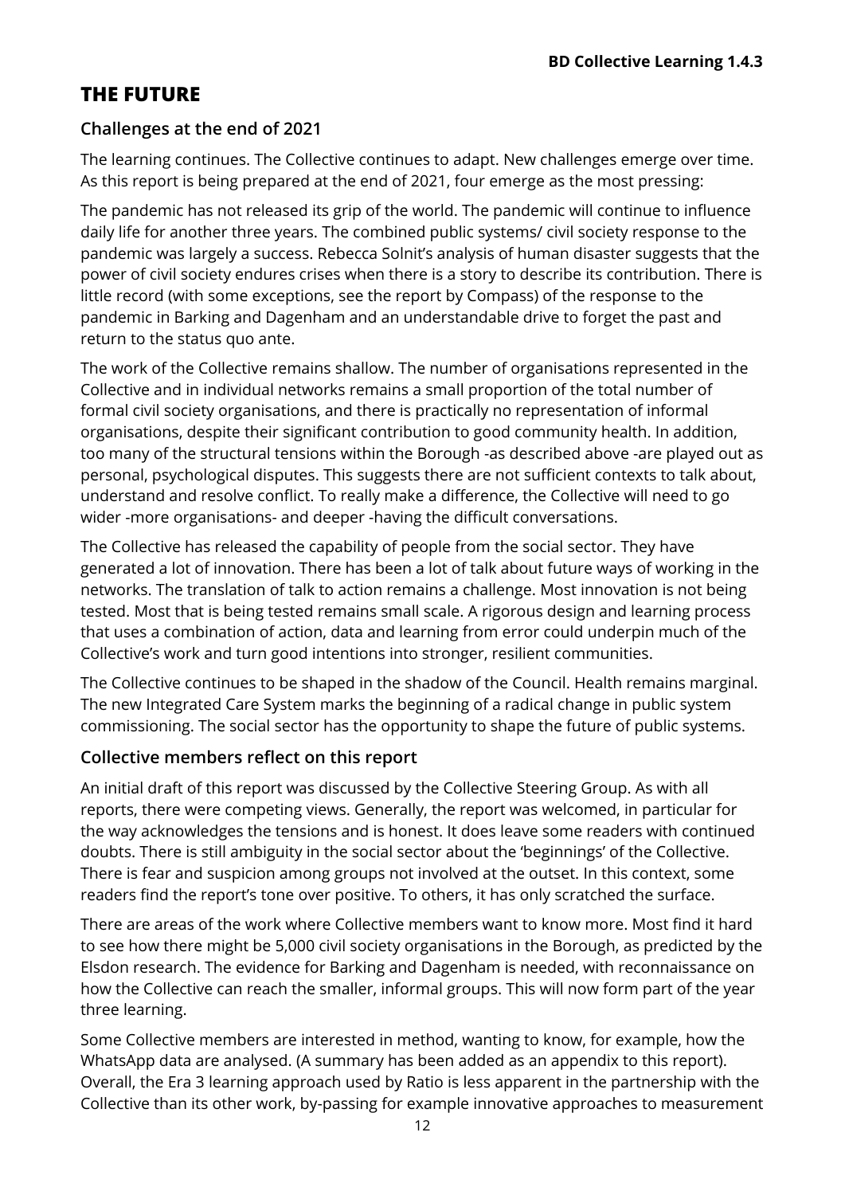# THE FUTURE

## Challenges at the end of 2021

The learning continues. The Collective continues to adapt. New challenges emerge over time. As this report is being prepared at the end of 2021, four emerge as the most pressing:

The pandemic has not released its grip of the world. The pandemic will continue to influence daily life for another three years. The combined public systems/ civil society response to the pandemic was largely a success. Rebecca Solnit's analysis of human disaster suggests that the power of civil society endures crises when there is a story to describe its contribution. There is little record (with some exceptions, see the report by Compass) of the response to the pandemic in Barking and Dagenham and an understandable drive to forget the past and return to the status quo ante.

The work of the Collective remains shallow. The number of organisations represented in the Collective and in individual networks remains a small proportion of the total number of formal civil society organisations, and there is practically no representation of informal organisations, despite their significant contribution to good community health. In addition, too many of the structural tensions within the Borough -as described above -are played out as personal, psychological disputes. This suggests there are not sufficient contexts to talk about, understand and resolve conflict. To really make a difference, the Collective will need to go wider -more organisations- and deeper -having the difficult conversations.

The Collective has released the capability of people from the social sector. They have generated a lot of innovation. There has been a lot of talk about future ways of working in the networks. The translation of talk to action remains a challenge. Most innovation is not being tested. Most that is being tested remains small scale. A rigorous design and learning process that uses a combination of action, data and learning from error could underpin much of the Collective's work and turn good intentions into stronger, resilient communities.

The Collective continues to be shaped in the shadow of the Council. Health remains marginal. The new Integrated Care System marks the beginning of a radical change in public system commissioning. The social sector has the opportunity to shape the future of public systems.

## Collective members reflect on this report

An initial draft of this report was discussed by the Collective Steering Group. As with all reports, there were competing views. Generally, the report was welcomed, in particular for the way acknowledges the tensions and is honest. It does leave some readers with continued doubts. There is still ambiguity in the social sector about the 'beginnings' of the Collective. There is fear and suspicion among groups not involved at the outset. In this context, some readers find the report's tone over positive. To others, it has only scratched the surface.

There are areas of the work where Collective members want to know more. Most find it hard to see how there might be 5,000 civil society organisations in the Borough, as predicted by the Elsdon research. The evidence for Barking and Dagenham is needed, with reconnaissance on how the Collective can reach the smaller, informal groups. This will now form part of the year three learning.

Some Collective members are interested in method, wanting to know, for example, how the WhatsApp data are analysed. (A summary has been added as an appendix to this report). Overall, the Era 3 learning approach used by Ratio is less apparent in the partnership with the Collective than its other work, by-passing for example innovative approaches to measurement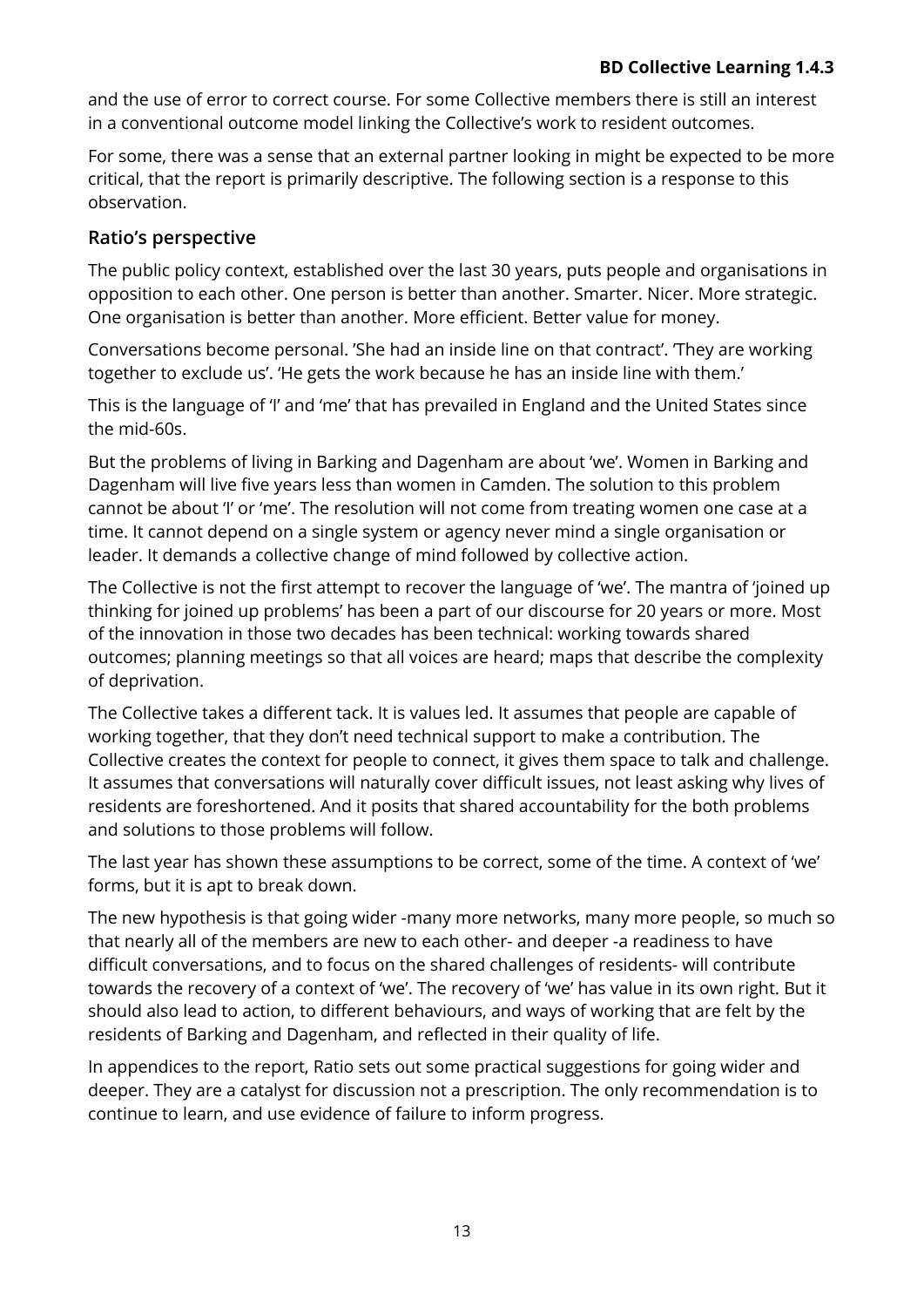and the use of error to correct course. For some Collective members there is still an interest in a conventional outcome model linking the Collective's work to resident outcomes.

For some, there was a sense that an external partner looking in might be expected to be more critical, that the report is primarily descriptive. The following section is a response to this observation.

## Ratio's perspective

The public policy context, established over the last 30 years, puts people and organisations in opposition to each other. One person is better than another. Smarter. Nicer. More strategic. One organisation is better than another. More efficient. Better value for money.

Conversations become personal. 'She had an inside line on that contract'. 'They are working together to exclude us'. 'He gets the work because he has an inside line with them.'

This is the language of 'I' and 'me' that has prevailed in England and the United States since the mid-60s.

But the problems of living in Barking and Dagenham are about 'we'. Women in Barking and Dagenham will live five years less than women in Camden. The solution to this problem cannot be about 'I' or 'me'. The resolution will not come from treating women one case at a time. It cannot depend on a single system or agency never mind a single organisation or leader. It demands a collective change of mind followed by collective action.

The Collective is not the first attempt to recover the language of 'we'. The mantra of 'joined up thinking for joined up problems' has been a part of our discourse for 20 years or more. Most of the innovation in those two decades has been technical: working towards shared outcomes; planning meetings so that all voices are heard; maps that describe the complexity of deprivation.

The Collective takes a different tack. It is values led. It assumes that people are capable of working together, that they don't need technical support to make a contribution. The Collective creates the context for people to connect, it gives them space to talk and challenge. It assumes that conversations will naturally cover difficult issues, not least asking why lives of residents are foreshortened. And it posits that shared accountability for the both problems and solutions to those problems will follow.

The last year has shown these assumptions to be correct, some of the time. A context of 'we' forms, but it is apt to break down.

The new hypothesis is that going wider -many more networks, many more people, so much so that nearly all of the members are new to each other- and deeper -a readiness to have difficult conversations, and to focus on the shared challenges of residents- will contribute towards the recovery of a context of 'we'. The recovery of 'we' has value in its own right. But it should also lead to action, to different behaviours, and ways of working that are felt by the residents of Barking and Dagenham, and reflected in their quality of life.

In appendices to the report, Ratio sets out some practical suggestions for going wider and deeper. They are a catalyst for discussion not a prescription. The only recommendation is to continue to learn, and use evidence of failure to inform progress.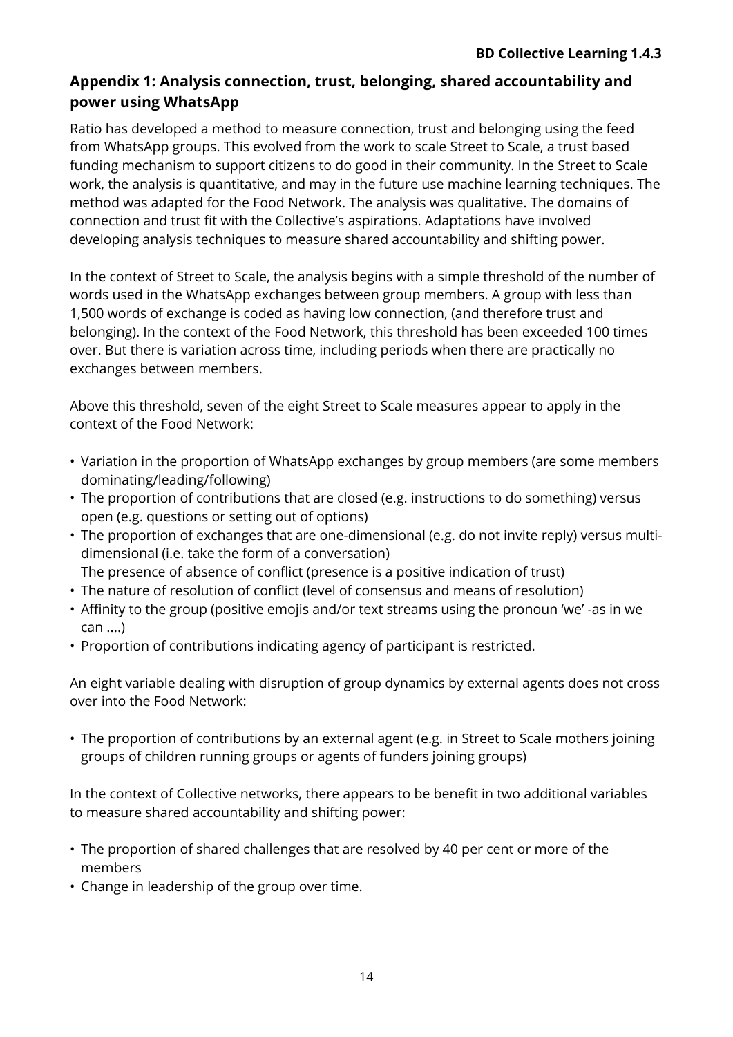## Appendix 1: Analysis connection, trust, belonging, shared accountability and power using WhatsApp

Ratio has developed a method to measure connection, trust and belonging using the feed from WhatsApp groups. This evolved from the work to scale Street to Scale, a trust based funding mechanism to support citizens to do good in their community. In the Street to Scale work, the analysis is quantitative, and may in the future use machine learning techniques. The method was adapted for the Food Network. The analysis was qualitative. The domains of connection and trust fit with the Collective's aspirations. Adaptations have involved developing analysis techniques to measure shared accountability and shifting power.

In the context of Street to Scale, the analysis begins with a simple threshold of the number of words used in the WhatsApp exchanges between group members. A group with less than 1,500 words of exchange is coded as having low connection, (and therefore trust and belonging). In the context of the Food Network, this threshold has been exceeded 100 times over. But there is variation across time, including periods when there are practically no exchanges between members.

Above this threshold, seven of the eight Street to Scale measures appear to apply in the context of the Food Network:

- Variation in the proportion of WhatsApp exchanges by group members (are some members dominating/leading/following)
- The proportion of contributions that are closed (e.g. instructions to do something) versus open (e.g. questions or setting out of options)
- The proportion of exchanges that are one-dimensional (e.g. do not invite reply) versus multi-dimensional (i.e. take the form of a conversation)
  The presence of absence of conflict (presence is a positive indication of trust)
- The nature of resolution of conflict (level of consensus and means of resolution)
- Affinity to the group (positive emojis and/or text streams using the pronoun 'we' -as in we can ....)
- Proportion of contributions indicating agency of participant is restricted.

An eight variable dealing with disruption of group dynamics by external agents does not cross over into the Food Network:

- The proportion of contributions by an external agent (e.g. in Street to Scale mothers joining groups of children running groups or agents of funders joining groups)

In the context of Collective networks, there appears to be benefit in two additional variables to measure shared accountability and shifting power:

- The proportion of shared challenges that are resolved by 40 per cent or more of the members
- Change in leadership of the group over time.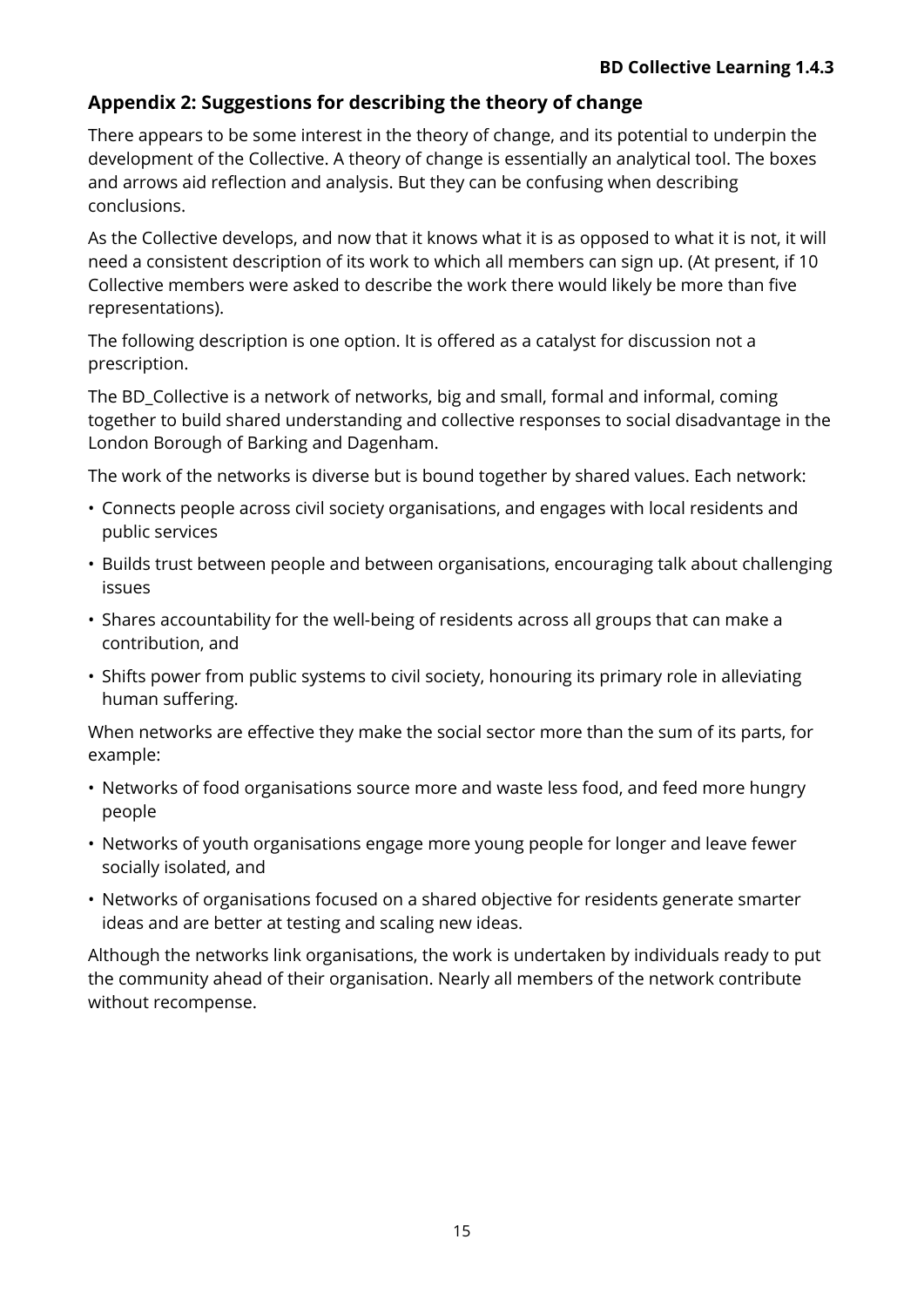## Appendix 2: Suggestions for describing the theory of change

There appears to be some interest in the theory of change, and its potential to underpin the development of the Collective. A theory of change is essentially an analytical tool. The boxes and arrows aid reflection and analysis. But they can be confusing when describing conclusions.

As the Collective develops, and now that it knows what it is as opposed to what it is not, it will need a consistent description of its work to which all members can sign up. (At present, if 10 Collective members were asked to describe the work there would likely be more than five representations).

The following description is one option. It is offered as a catalyst for discussion not a prescription.

The BD_Collective is a network of networks, big and small, formal and informal, coming together to build shared understanding and collective responses to social disadvantage in the London Borough of Barking and Dagenham.

The work of the networks is diverse but is bound together by shared values. Each network:

- Connects people across civil society organisations, and engages with local residents and public services
- Builds trust between people and between organisations, encouraging talk about challenging issues
- Shares accountability for the well-being of residents across all groups that can make a contribution, and
- Shifts power from public systems to civil society, honouring its primary role in alleviating human suffering.

When networks are effective they make the social sector more than the sum of its parts, for example:

- Networks of food organisations source more and waste less food, and feed more hungry people
- Networks of youth organisations engage more young people for longer and leave fewer socially isolated, and
- Networks of organisations focused on a shared objective for residents generate smarter ideas and are better at testing and scaling new ideas.

Although the networks link organisations, the work is undertaken by individuals ready to put the community ahead of their organisation. Nearly all members of the network contribute without recompense.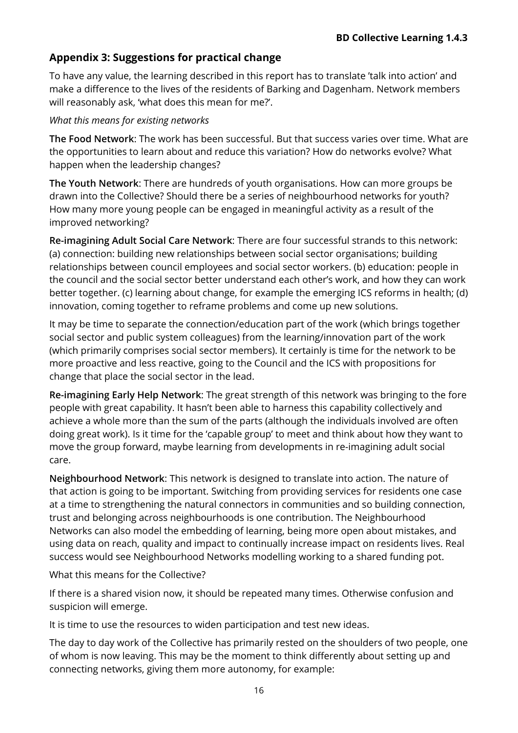## Appendix 3: Suggestions for practical change

To have any value, the learning described in this report has to translate 'talk into action' and make a difference to the lives of the residents of Barking and Dagenham. Network members will reasonably ask, 'what does this mean for me?'.

*What this means for existing networks*

**The Food Network**: The work has been successful. But that success varies over time. What are the opportunities to learn about and reduce this variation? How do networks evolve? What happen when the leadership changes?

**The Youth Network**: There are hundreds of youth organisations. How can more groups be drawn into the Collective? Should there be a series of neighbourhood networks for youth? How many more young people can be engaged in meaningful activity as a result of the improved networking?

**Re-imagining Adult Social Care Network**: There are four successful strands to this network: (a) connection: building new relationships between social sector organisations; building relationships between council employees and social sector workers. (b) education: people in the council and the social sector better understand each other's work, and how they can work better together. (c) learning about change, for example the emerging ICS reforms in health; (d) innovation, coming together to reframe problems and come up new solutions.

It may be time to separate the connection/education part of the work (which brings together social sector and public system colleagues) from the learning/innovation part of the work (which primarily comprises social sector members). It certainly is time for the network to be more proactive and less reactive, going to the Council and the ICS with propositions for change that place the social sector in the lead.

**Re-imagining Early Help Network**: The great strength of this network was bringing to the fore people with great capability. It hasn't been able to harness this capability collectively and achieve a whole more than the sum of the parts (although the individuals involved are often doing great work). Is it time for the 'capable group' to meet and think about how they want to move the group forward, maybe learning from developments in re-imagining adult social care.

**Neighbourhood Network**: This network is designed to translate into action. The nature of that action is going to be important. Switching from providing services for residents one case at a time to strengthening the natural connectors in communities and so building connection, trust and belonging across neighbourhoods is one contribution. The Neighbourhood Networks can also model the embedding of learning, being more open about mistakes, and using data on reach, quality and impact to continually increase impact on residents lives. Real success would see Neighbourhood Networks modelling working to a shared funding pot.

What this means for the Collective?

If there is a shared vision now, it should be repeated many times. Otherwise confusion and suspicion will emerge.

It is time to use the resources to widen participation and test new ideas.

The day to day work of the Collective has primarily rested on the shoulders of two people, one of whom is now leaving. This may be the moment to think differently about setting up and connecting networks, giving them more autonomy, for example: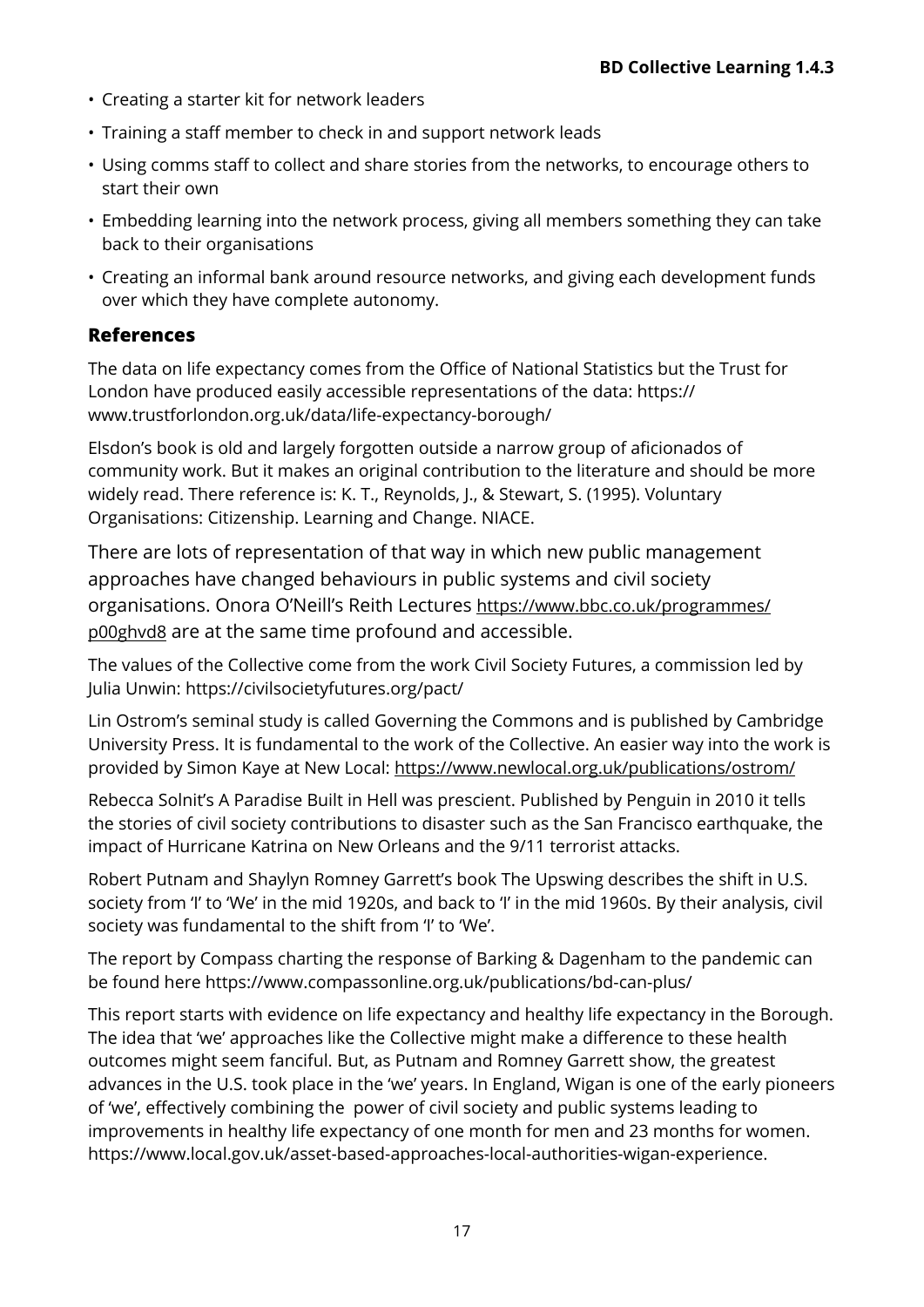- Creating a starter kit for network leaders
- Training a staff member to check in and support network leads
- Using comms staff to collect and share stories from the networks, to encourage others to start their own
- Embedding learning into the network process, giving all members something they can take back to their organisations
- Creating an informal bank around resource networks, and giving each development funds over which they have complete autonomy.

## References

The data on life expectancy comes from the Office of National Statistics but the Trust for London have produced easily accessible representations of the data: https://www.trustforlondon.org.uk/data/life-expectancy-borough/

Elsdon's book is old and largely forgotten outside a narrow group of aficionados of community work. But it makes an original contribution to the literature and should be more widely read. There reference is: K. T., Reynolds, J., & Stewart, S. (1995). Voluntary Organisations: Citizenship. Learning and Change. NIACE.

There are lots of representation of that way in which new public management approaches have changed behaviours in public systems and civil society organisations. Onora O'Neill's Reith Lectures https://www.bbc.co.uk/programmes/p00ghvd8 are at the same time profound and accessible.

The values of the Collective come from the work Civil Society Futures, a commission led by Julia Unwin: https://civilsocietyfutures.org/pact/

Lin Ostrom's seminal study is called Governing the Commons and is published by Cambridge University Press. It is fundamental to the work of the Collective. An easier way into the work is provided by Simon Kaye at New Local: https://www.newlocal.org.uk/publications/ostrom/

Rebecca Solnit's A Paradise Built in Hell was prescient. Published by Penguin in 2010 it tells the stories of civil society contributions to disaster such as the San Francisco earthquake, the impact of Hurricane Katrina on New Orleans and the 9/11 terrorist attacks.

Robert Putnam and Shaylyn Romney Garrett's book The Upswing describes the shift in U.S. society from 'I' to 'We' in the mid 1920s, and back to 'I' in the mid 1960s. By their analysis, civil society was fundamental to the shift from 'I' to 'We'.

The report by Compass charting the response of Barking & Dagenham to the pandemic can be found here https://www.compassonline.org.uk/publications/bd-can-plus/

This report starts with evidence on life expectancy and healthy life expectancy in the Borough. The idea that 'we' approaches like the Collective might make a difference to these health outcomes might seem fanciful. But, as Putnam and Romney Garrett show, the greatest advances in the U.S. took place in the 'we' years. In England, Wigan is one of the early pioneers of 'we', effectively combining the power of civil society and public systems leading to improvements in healthy life expectancy of one month for men and 23 months for women. https://www.local.gov.uk/asset-based-approaches-local-authorities-wigan-experience.